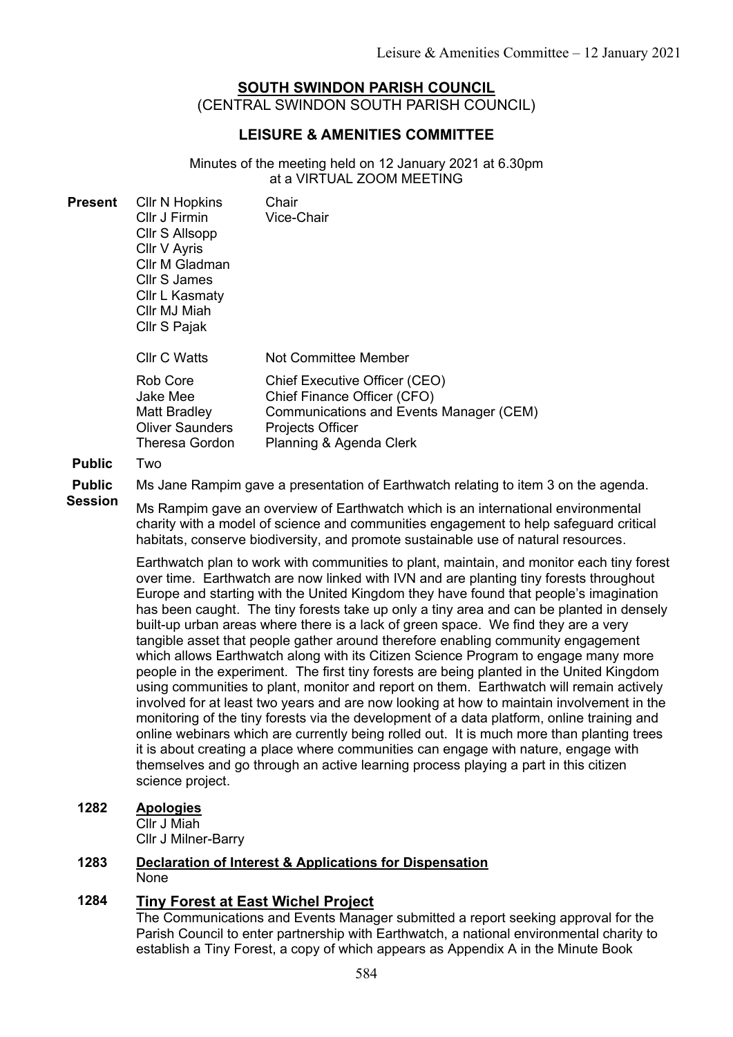# SOUTH SWINDON PARISH COUNCIL

(CENTRAL SWINDON SOUTH PARISH COUNCIL)

## LEISURE & AMENITIES COMMITTEE

Minutes of the meeting held on 12 January 2021 at 6.30pm at a VIRTUAL ZOOM MEETING

**Present**

| | |
|---|---|
| Cllr N Hopkins | Chair |
| Cllr J Firmin | Vice-Chair |
| Cllr S Allsopp | |
| Cllr V Ayris | |
| Cllr M Gladman | |
| Cllr S James | |
| Cllr L Kasmaty | |
| Cllr MJ Miah | |
| Cllr S Pajak | |
| Cllr C Watts | Not Committee Member |
| Rob Core | Chief Executive Officer (CEO) |
| Jake Mee | Chief Finance Officer (CFO) |
| Matt Bradley | Communications and Events Manager (CEM) |
| Oliver Saunders | Projects Officer |
| Theresa Gordon | Planning & Agenda Clerk |

**Public** Two

**Public Session**

Ms Jane Rampim gave a presentation of Earthwatch relating to item 3 on the agenda.

Ms Rampim gave an overview of Earthwatch which is an international environmental charity with a model of science and communities engagement to help safeguard critical habitats, conserve biodiversity, and promote sustainable use of natural resources.

Earthwatch plan to work with communities to plant, maintain, and monitor each tiny forest over time. Earthwatch are now linked with IVN and are planting tiny forests throughout Europe and starting with the United Kingdom they have found that people's imagination has been caught. The tiny forests take up only a tiny area and can be planted in densely built-up urban areas where there is a lack of green space. We find they are a very tangible asset that people gather around therefore enabling community engagement which allows Earthwatch along with its Citizen Science Program to engage many more people in the experiment. The first tiny forests are being planted in the United Kingdom using communities to plant, monitor and report on them. Earthwatch will remain actively involved for at least two years and are now looking at how to maintain involvement in the monitoring of the tiny forests via the development of a data platform, online training and online webinars which are currently being rolled out. It is much more than planting trees it is about creating a place where communities can engage with nature, engage with themselves and go through an active learning process playing a part in this citizen science project.

**1282 Apologies**

Cllr J Miah
Cllr J Milner-Barry

**1283 Declaration of Interest & Applications for Dispensation**

None

**1284 Tiny Forest at East Wichel Project**

The Communications and Events Manager submitted a report seeking approval for the Parish Council to enter partnership with Earthwatch, a national environmental charity to establish a Tiny Forest, a copy of which appears as Appendix A in the Minute Book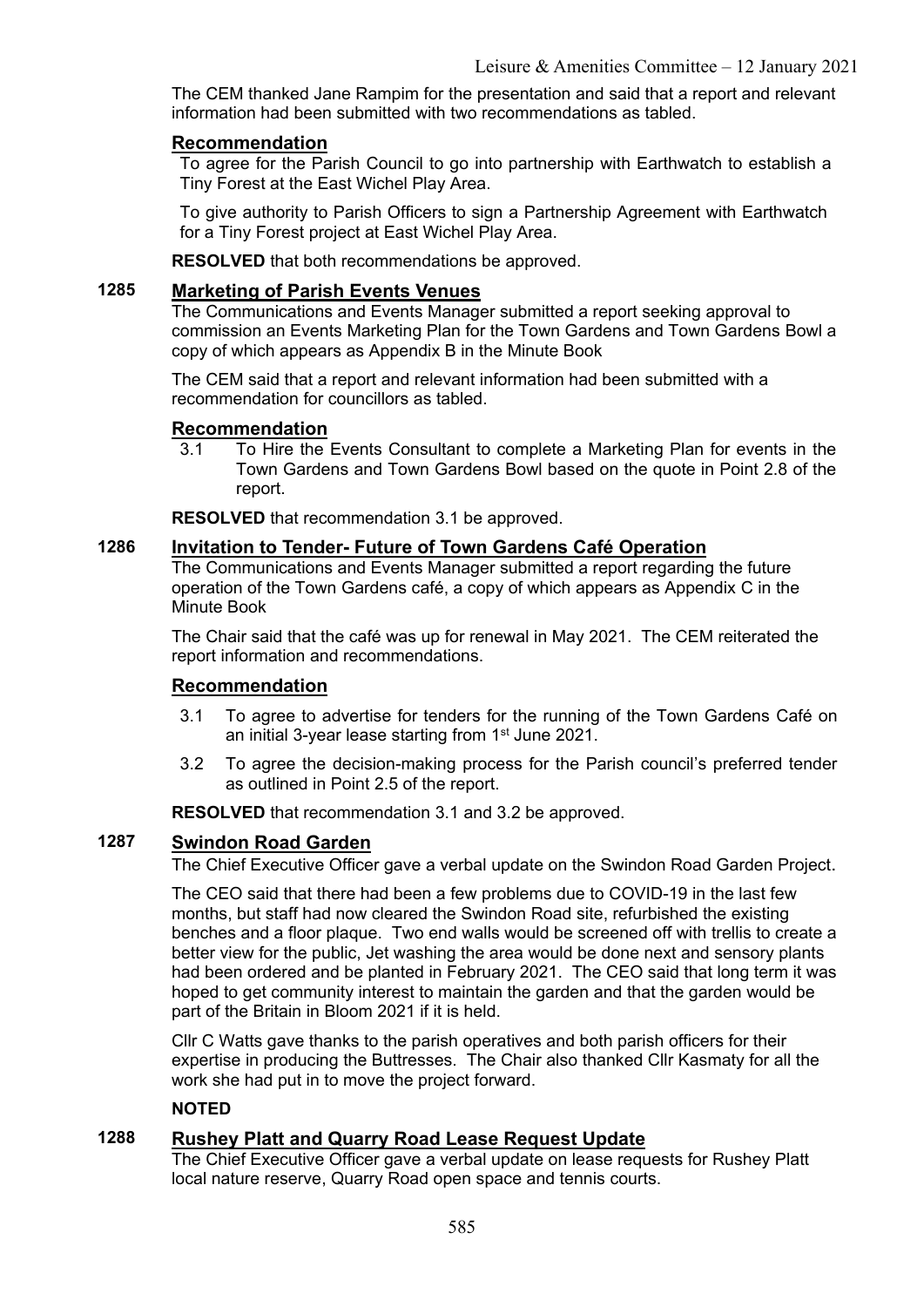The CEM thanked Jane Rampim for the presentation and said that a report and relevant information had been submitted with two recommendations as tabled.

### Recommendation

To agree for the Parish Council to go into partnership with Earthwatch to establish a Tiny Forest at the East Wichel Play Area.

To give authority to Parish Officers to sign a Partnership Agreement with Earthwatch for a Tiny Forest project at East Wichel Play Area.

**RESOLVED** that both recommendations be approved.

## 1285 Marketing of Parish Events Venues

The Communications and Events Manager submitted a report seeking approval to commission an Events Marketing Plan for the Town Gardens and Town Gardens Bowl a copy of which appears as Appendix B in the Minute Book

The CEM said that a report and relevant information had been submitted with a recommendation for councillors as tabled.

### Recommendation

3.1 To Hire the Events Consultant to complete a Marketing Plan for events in the Town Gardens and Town Gardens Bowl based on the quote in Point 2.8 of the report.

**RESOLVED** that recommendation 3.1 be approved.

## 1286 Invitation to Tender- Future of Town Gardens Café Operation

The Communications and Events Manager submitted a report regarding the future operation of the Town Gardens café, a copy of which appears as Appendix C in the Minute Book

The Chair said that the café was up for renewal in May 2021. The CEM reiterated the report information and recommendations.

### Recommendation

3.1 To agree to advertise for tenders for the running of the Town Gardens Café on an initial 3-year lease starting from 1st June 2021.

3.2 To agree the decision-making process for the Parish council's preferred tender as outlined in Point 2.5 of the report.

**RESOLVED** that recommendation 3.1 and 3.2 be approved.

## 1287 Swindon Road Garden

The Chief Executive Officer gave a verbal update on the Swindon Road Garden Project.

The CEO said that there had been a few problems due to COVID-19 in the last few months, but staff had now cleared the Swindon Road site, refurbished the existing benches and a floor plaque. Two end walls would be screened off with trellis to create a better view for the public, Jet washing the area would be done next and sensory plants had been ordered and be planted in February 2021. The CEO said that long term it was hoped to get community interest to maintain the garden and that the garden would be part of the Britain in Bloom 2021 if it is held.

Cllr C Watts gave thanks to the parish operatives and both parish officers for their expertise in producing the Buttresses. The Chair also thanked Cllr Kasmaty for all the work she had put in to move the project forward.

**NOTED**

## 1288 Rushey Platt and Quarry Road Lease Request Update

The Chief Executive Officer gave a verbal update on lease requests for Rushey Platt local nature reserve, Quarry Road open space and tennis courts.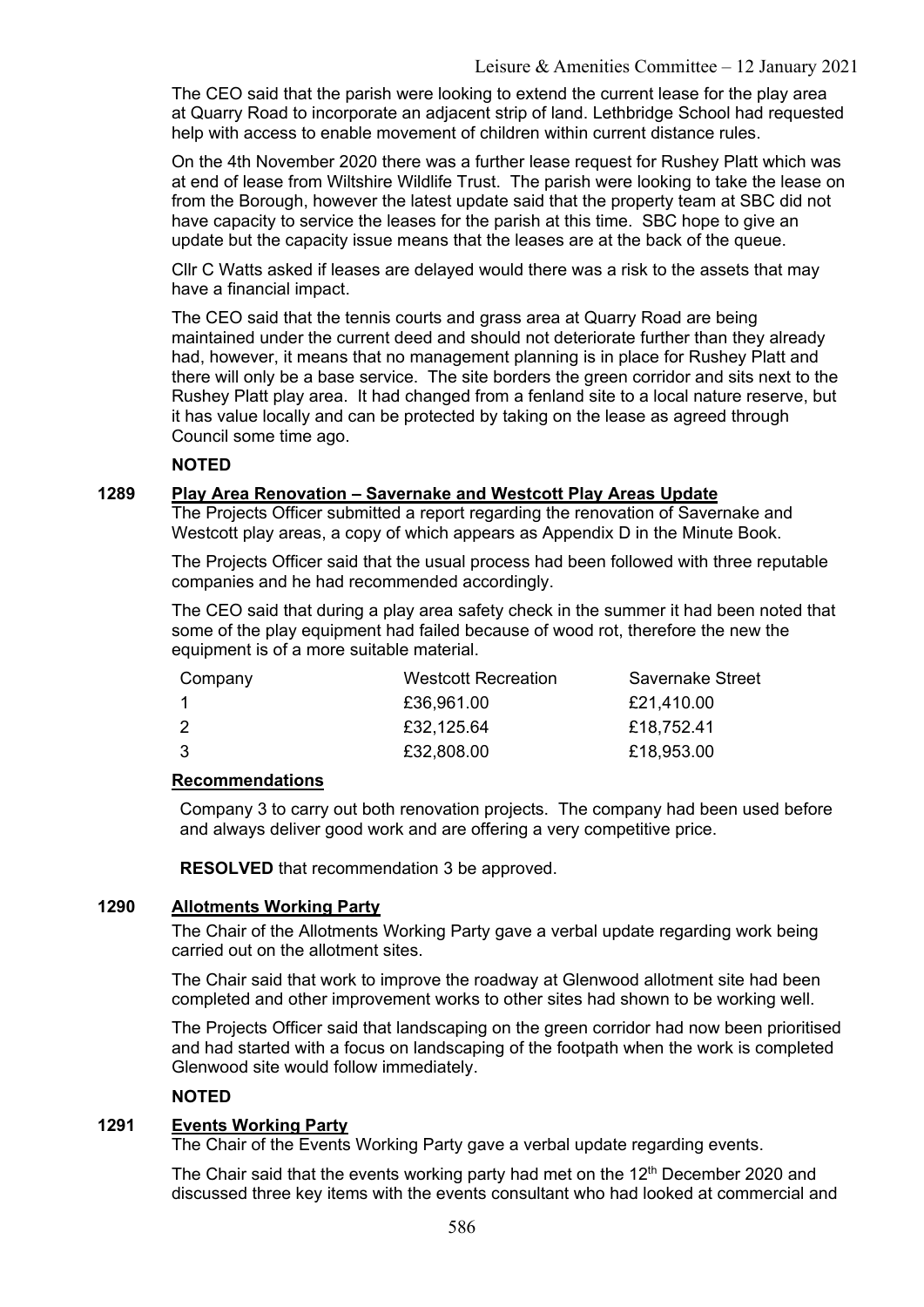The CEO said that the parish were looking to extend the current lease for the play area at Quarry Road to incorporate an adjacent strip of land. Lethbridge School had requested help with access to enable movement of children within current distance rules.

On the 4th November 2020 there was a further lease request for Rushey Platt which was at end of lease from Wiltshire Wildlife Trust. The parish were looking to take the lease on from the Borough, however the latest update said that the property team at SBC did not have capacity to service the leases for the parish at this time. SBC hope to give an update but the capacity issue means that the leases are at the back of the queue.

Cllr C Watts asked if leases are delayed would there was a risk to the assets that may have a financial impact.

The CEO said that the tennis courts and grass area at Quarry Road are being maintained under the current deed and should not deteriorate further than they already had, however, it means that no management planning is in place for Rushey Platt and there will only be a base service. The site borders the green corridor and sits next to the Rushey Platt play area. It had changed from a fenland site to a local nature reserve, but it has value locally and can be protected by taking on the lease as agreed through Council some time ago.

**NOTED**

**1289 Play Area Renovation – Savernake and Westcott Play Areas Update**

The Projects Officer submitted a report regarding the renovation of Savernake and Westcott play areas, a copy of which appears as Appendix D in the Minute Book.

The Projects Officer said that the usual process had been followed with three reputable companies and he had recommended accordingly.

The CEO said that during a play area safety check in the summer it had been noted that some of the play equipment had failed because of wood rot, therefore the new the equipment is of a more suitable material.

| Company | Westcott Recreation | Savernake Street |
|---|---|---|
| 1 | £36,961.00 | £21,410.00 |
| 2 | £32,125.64 | £18,752.41 |
| 3 | £32,808.00 | £18,953.00 |

**Recommendations**

Company 3 to carry out both renovation projects. The company had been used before and always deliver good work and are offering a very competitive price.

**RESOLVED** that recommendation 3 be approved.

**1290 Allotments Working Party**

The Chair of the Allotments Working Party gave a verbal update regarding work being carried out on the allotment sites.

The Chair said that work to improve the roadway at Glenwood allotment site had been completed and other improvement works to other sites had shown to be working well.

The Projects Officer said that landscaping on the green corridor had now been prioritised and had started with a focus on landscaping of the footpath when the work is completed Glenwood site would follow immediately.

**NOTED**

**1291 Events Working Party**

The Chair of the Events Working Party gave a verbal update regarding events.

The Chair said that the events working party had met on the 12th December 2020 and discussed three key items with the events consultant who had looked at commercial and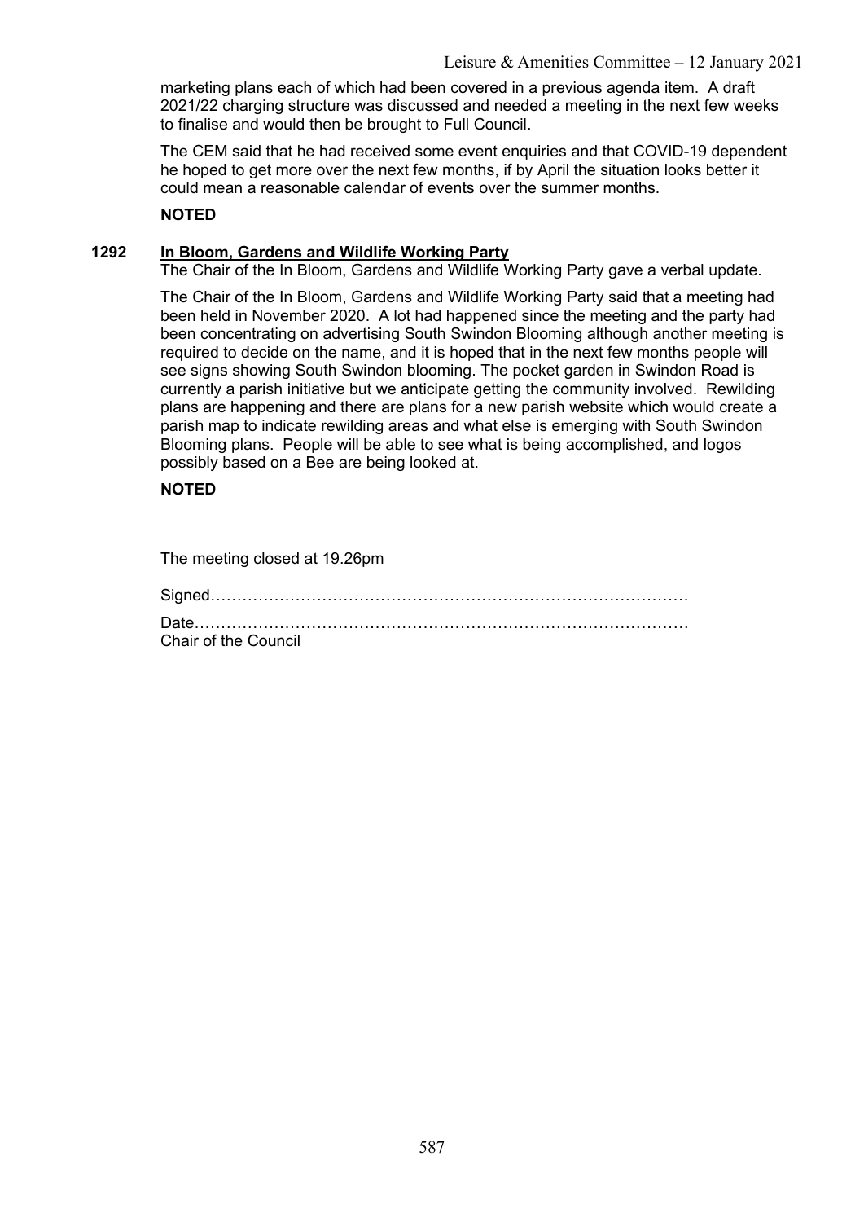marketing plans each of which had been covered in a previous agenda item. A draft 2021/22 charging structure was discussed and needed a meeting in the next few weeks to finalise and would then be brought to Full Council.

The CEM said that he had received some event enquiries and that COVID-19 dependent he hoped to get more over the next few months, if by April the situation looks better it could mean a reasonable calendar of events over the summer months.

**NOTED**

**1292 In Bloom, Gardens and Wildlife Working Party**

The Chair of the In Bloom, Gardens and Wildlife Working Party gave a verbal update.

The Chair of the In Bloom, Gardens and Wildlife Working Party said that a meeting had been held in November 2020. A lot had happened since the meeting and the party had been concentrating on advertising South Swindon Blooming although another meeting is required to decide on the name, and it is hoped that in the next few months people will see signs showing South Swindon blooming. The pocket garden in Swindon Road is currently a parish initiative but we anticipate getting the community involved. Rewilding plans are happening and there are plans for a new parish website which would create a parish map to indicate rewilding areas and what else is emerging with South Swindon Blooming plans. People will be able to see what is being accomplished, and logos possibly based on a Bee are being looked at.

**NOTED**

The meeting closed at 19.26pm

Signed………………………………………………………………………………

Date…………………………………………………………………………………

Chair of the Council